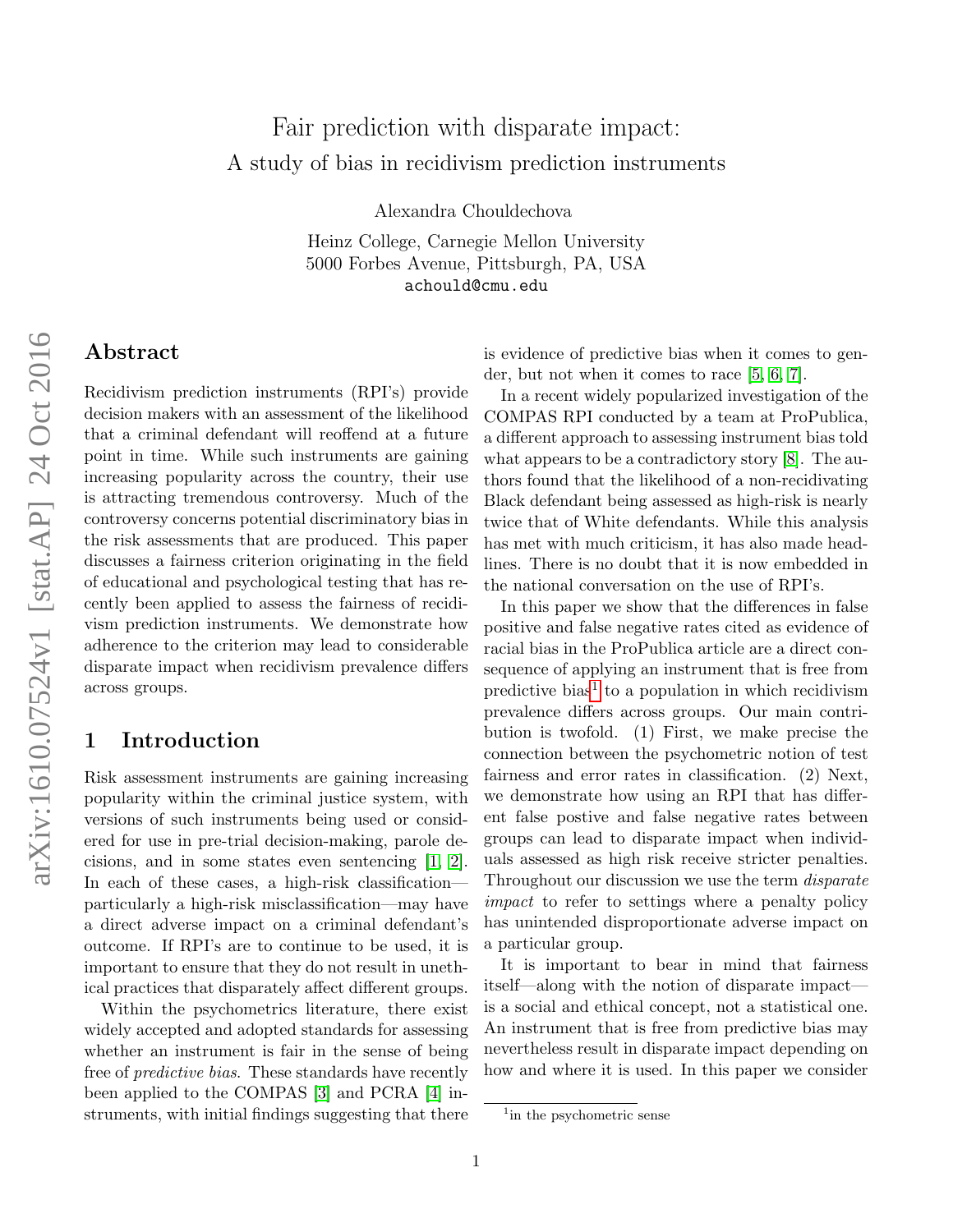# Fair prediction with disparate impact:
## A study of bias in recidivism prediction instruments

Alexandra Chouldechova

Heinz College, Carnegie Mellon University
5000 Forbes Avenue, Pittsburgh, PA, USA
achould@cmu.edu

## Abstract

Recidivism prediction instruments (RPI's) provide decision makers with an assessment of the likelihood that a criminal defendant will reoffend at a future point in time. While such instruments are gaining increasing popularity across the country, their use is attracting tremendous controversy. Much of the controversy concerns potential discriminatory bias in the risk assessments that are produced. This paper discusses a fairness criterion originating in the field of educational and psychological testing that has recently been applied to assess the fairness of recidivism prediction instruments. We demonstrate how adherence to the criterion may lead to considerable disparate impact when recidivism prevalence differs across groups.

## 1 Introduction

Risk assessment instruments are gaining increasing popularity within the criminal justice system, with versions of such instruments being used or considered for use in pre-trial decision-making, parole decisions, and in some states even sentencing [1, 2]. In each of these cases, a high-risk classification—particularly a high-risk misclassification—may have a direct adverse impact on a criminal defendant's outcome. If RPI's are to continue to be used, it is important to ensure that they do not result in unethical practices that disparately affect different groups.

Within the psychometrics literature, there exist widely accepted and adopted standards for assessing whether an instrument is fair in the sense of being free of *predictive bias*. These standards have recently been applied to the COMPAS [3] and PCRA [4] instruments, with initial findings suggesting that there is evidence of predictive bias when it comes to gender, but not when it comes to race [5, 6, 7].

In a recent widely popularized investigation of the COMPAS RPI conducted by a team at ProPublica, a different approach to assessing instrument bias told what appears to be a contradictory story [8]. The authors found that the likelihood of a non-recidivating Black defendant being assessed as high-risk is nearly twice that of White defendants. While this analysis has met with much criticism, it has also made headlines. There is no doubt that it is now embedded in the national conversation on the use of RPI's.

In this paper we show that the differences in false positive and false negative rates cited as evidence of racial bias in the ProPublica article are a direct consequence of applying an instrument that is free from predictive bias[1] to a population in which recidivism prevalence differs across groups. Our main contribution is twofold. (1) First, we make precise the connection between the psychometric notion of test fairness and error rates in classification. (2) Next, we demonstrate how using an RPI that has different false postive and false negative rates between groups can lead to disparate impact when individuals assessed as high risk receive stricter penalties. Throughout our discussion we use the term *disparate impact* to refer to settings where a penalty policy has unintended disproportionate adverse impact on a particular group.

It is important to bear in mind that fairness itself—along with the notion of disparate impact—is a social and ethical concept, not a statistical one. An instrument that is free from predictive bias may nevertheless result in disparate impact depending on how and where it is used. In this paper we consider

[1] in the psychometric sense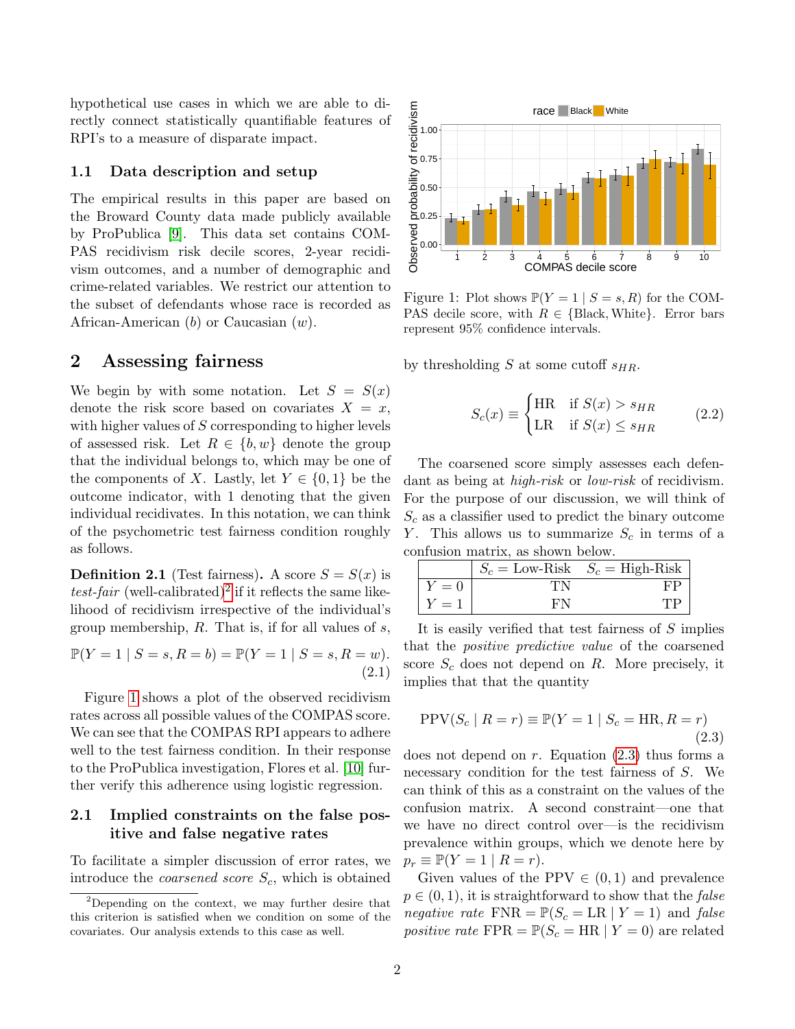hypothetical use cases in which we are able to directly connect statistically quantifiable features of RPI's to a measure of disparate impact.

### 1.1 Data description and setup

The empirical results in this paper are based on the Broward County data made publicly available by ProPublica [9]. This data set contains COMPAS recidivism risk decile scores, 2-year recidivism outcomes, and a number of demographic and crime-related variables. We restrict our attention to the subset of defendants whose race is recorded as African-American ($b$) or Caucasian ($w$).

## 2 Assessing fairness

We begin by with some notation. Let $S = S(x)$ denote the risk score based on covariates $X = x$, with higher values of $S$ corresponding to higher levels of assessed risk. Let $R \in \{b, w\}$ denote the group that the individual belongs to, which may be one of the components of $X$. Lastly, let $Y \in \{0, 1\}$ be the outcome indicator, with 1 denoting that the given individual recidivates. In this notation, we can think of the psychometric test fairness condition roughly as follows.

**Definition 2.1** (Test fairness)**.** A score $S = S(x)$ is *test-fair* (well-calibrated)[2] if it reflects the same likelihood of recidivism irrespective of the individual's group membership, $R$. That is, if for all values of $s$,

$$\mathbb{P}(Y = 1 \mid S = s, R = b) = \mathbb{P}(Y = 1 \mid S = s, R = w). \tag{2.1}$$

Figure 1 shows a plot of the observed recidivism rates across all possible values of the COMPAS score. We can see that the COMPAS RPI appears to adhere well to the test fairness condition. In their response to the ProPublica investigation, Flores et al. [10] further verify this adherence using logistic regression.

Figure 1: Plot shows $\mathbb{P}(Y = 1 \mid S = s, R)$ for the COMPAS decile score, with $R \in \{\text{Black}, \text{White}\}$. Error bars represent 95% confidence intervals.

### 2.1 Implied constraints on the false positive and false negative rates

To facilitate a simpler discussion of error rates, we introduce the *coarsened score* $S_c$, which is obtained by thresholding $S$ at some cutoff $s_{HR}$.

$$S_c(x) \equiv \begin{cases} \text{HR} & \text{if } S(x) > s_{HR} \\ \text{LR} & \text{if } S(x) \leq s_{HR} \end{cases} \tag{2.2}$$

The coarsened score simply assesses each defendant as being at *high-risk* or *low-risk* of recidivism. For the purpose of our discussion, we will think of $S_c$ as a classifier used to predict the binary outcome $Y$. This allows us to summarize $S_c$ in terms of a confusion matrix, as shown below.

| | $S_c$ = Low-Risk | $S_c$ = High-Risk |
|---|---|---|
| $Y = 0$ | TN | FP |
| $Y = 1$ | FN | TP |

It is easily verified that test fairness of $S$ implies that the *positive predictive value* of the coarsened score $S_c$ does not depend on $R$. More precisely, it implies that that the quantity

$$\text{PPV}(S_c \mid R = r) \equiv \mathbb{P}(Y = 1 \mid S_c = \text{HR}, R = r) \tag{2.3}$$

does not depend on $r$. Equation (2.3) thus forms a necessary condition for the test fairness of $S$. We can think of this as a constraint on the values of the confusion matrix. A second constraint—one that we have no direct control over—is the recidivism prevalence within groups, which we denote here by $p_r \equiv \mathbb{P}(Y = 1 \mid R = r)$.

Given values of the PPV $\in (0, 1)$ and prevalence $p \in (0, 1)$, it is straightforward to show that the *false negative rate* $\text{FNR} = \mathbb{P}(S_c = \text{LR} \mid Y = 1)$ and *false positive rate* $\text{FPR} = \mathbb{P}(S_c = \text{HR} \mid Y = 0)$ are related

[2] Depending on the context, we may further desire that this criterion is satisfied when we condition on some of the covariates. Our analysis extends to this case as well.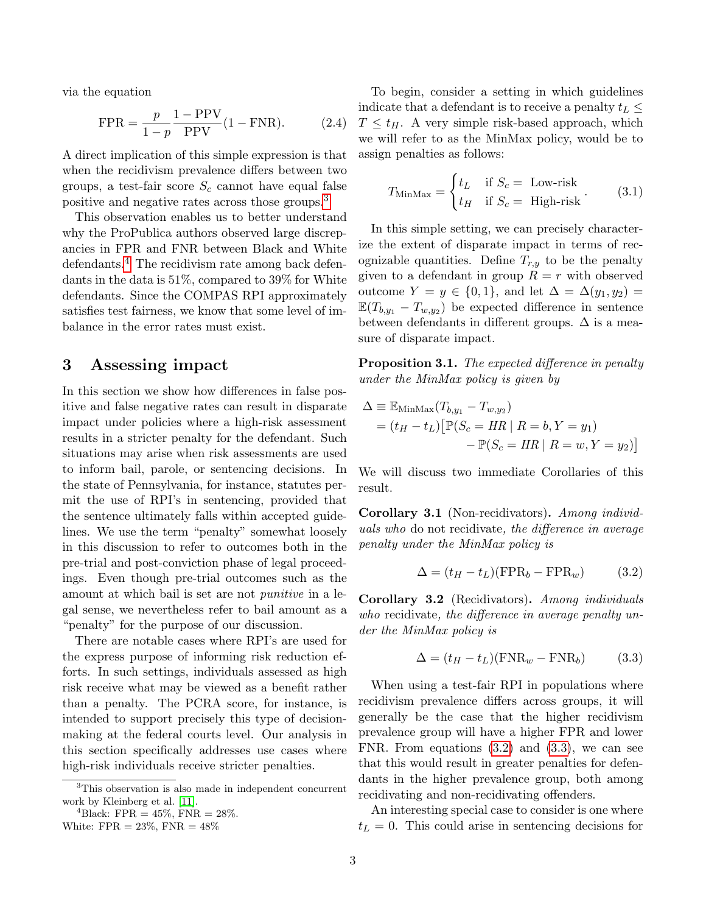via the equation

$$\text{FPR} = \frac{p}{1-p} \frac{1 - \text{PPV}}{\text{PPV}} (1 - \text{FNR}). \tag{2.4}$$

A direct implication of this simple expression is that when the recidivism prevalence differs between two groups, a test-fair score $S_c$ cannot have equal false positive and negative rates across those groups.[3]

This observation enables us to better understand why the ProPublica authors observed large discrepancies in FPR and FNR between Black and White defendants.[4] The recidivism rate among back defendants in the data is 51%, compared to 39% for White defendants. Since the COMPAS RPI approximately satisfies test fairness, we know that some level of imbalance in the error rates must exist.

## 3 Assessing impact

In this section we show how differences in false positive and false negative rates can result in disparate impact under policies where a high-risk assessment results in a stricter penalty for the defendant. Such situations may arise when risk assessments are used to inform bail, parole, or sentencing decisions. In the state of Pennsylvania, for instance, statutes permit the use of RPI's in sentencing, provided that the sentence ultimately falls within accepted guidelines. We use the term "penalty" somewhat loosely in this discussion to refer to outcomes both in the pre-trial and post-conviction phase of legal proceedings. Even though pre-trial outcomes such as the amount at which bail is set are not *punitive* in a legal sense, we nevertheless refer to bail amount as a "penalty" for the purpose of our discussion.

There are notable cases where RPI's are used for the express purpose of informing risk reduction efforts. In such settings, individuals assessed as high risk receive what may be viewed as a benefit rather than a penalty. The PCRA score, for instance, is intended to support precisely this type of decision-making at the federal courts level. Our analysis in this section specifically addresses use cases where high-risk individuals receive stricter penalties.

To begin, consider a setting in which guidelines indicate that a defendant is to receive a penalty $t_L \le T \le t_H$. A very simple risk-based approach, which we will refer to as the MinMax policy, would be to assign penalties as follows:

$$T_{\text{MinMax}} = \begin{cases} t_L & \text{if } S_c = \text{ Low-risk} \\ t_H & \text{if } S_c = \text{ High-risk} \end{cases}. \tag{3.1}$$

In this simple setting, we can precisely characterize the extent of disparate impact in terms of recognizable quantities. Define $T_{r,y}$ to be the penalty given to a defendant in group $R = r$ with observed outcome $Y = y \in \{0, 1\}$, and let $\Delta = \Delta(y_1, y_2) = \mathbb{E}(T_{b,y_1} - T_{w,y_2})$ be expected difference in sentence between defendants in different groups. $\Delta$ is a measure of disparate impact.

**Proposition 3.1.** *The expected difference in penalty under the MinMax policy is given by*

$$\begin{aligned}\Delta &\equiv \mathbb{E}_{\text{MinMax}}(T_{b,y_1} - T_{w,y_2}) \\ &= (t_H - t_L)\big[\mathbb{P}(S_c = HR \mid R = b, Y = y_1) \\ &\qquad - \mathbb{P}(S_c = HR \mid R = w, Y = y_2)\big]\end{aligned}$$

We will discuss two immediate Corollaries of this result.

**Corollary 3.1** (Non-recidivators)**.** *Among individuals who* do not recidivate*, the difference in average penalty under the MinMax policy is*

$$\Delta = (t_H - t_L)(\text{FPR}_b - \text{FPR}_w) \tag{3.2}$$

**Corollary 3.2** (Recidivators)**.** *Among individuals who* recidivate*, the difference in average penalty under the MinMax policy is*

$$\Delta = (t_H - t_L)(\text{FNR}_w - \text{FNR}_b) \tag{3.3}$$

When using a test-fair RPI in populations where recidivism prevalence differs across groups, it will generally be the case that the higher recidivism prevalence group will have a higher FPR and lower FNR. From equations (3.2) and (3.3), we can see that this would result in greater penalties for defendants in the higher prevalence group, both among recidivating and non-recidivating offenders.

An interesting special case to consider is one where $t_L = 0$. This could arise in sentencing decisions for

[3] This observation is also made in independent concurrent work by Kleinberg et al. [11].

[4] Black: FPR = 45%, FNR = 28%. White: FPR = 23%, FNR = 48%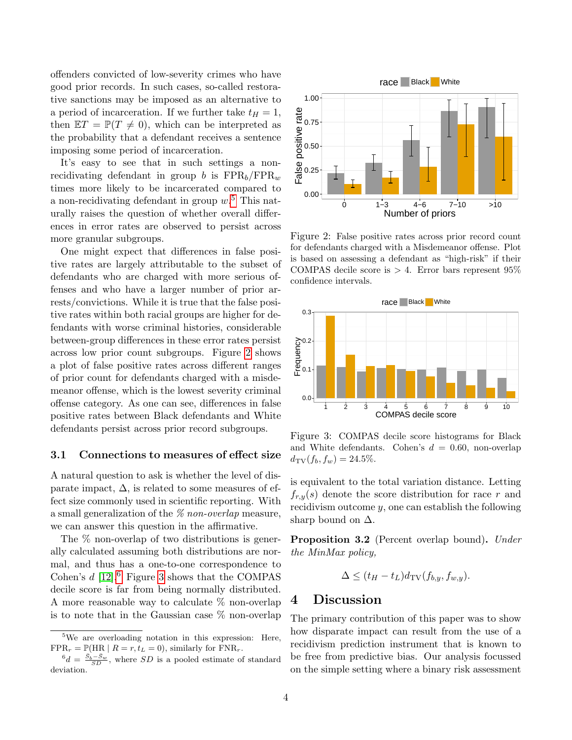offenders convicted of low-severity crimes who have good prior records. In such cases, so-called restorative sanctions may be imposed as an alternative to a period of incarceration. If we further take $t_H = 1$, then $\mathbb{E}T = \mathbb{P}(T \neq 0)$, which can be interpreted as the probability that a defendant receives a sentence imposing some period of incarceration.

It's easy to see that in such settings a non-recidivating defendant in group $b$ is $\text{FPR}_b/\text{FPR}_w$ times more likely to be incarcerated compared to a non-recidivating defendant in group $w$.[5] This naturally raises the question of whether overall differences in error rates are observed to persist across more granular subgroups.

One might expect that differences in false positive rates are largely attributable to the subset of defendants who are charged with more serious offenses and who have a larger number of prior arrests/convictions. While it is true that the false positive rates within both racial groups are higher for defendants with worse criminal histories, considerable between-group differences in these error rates persist across low prior count subgroups. Figure 2 shows a plot of false positive rates across different ranges of prior count for defendants charged with a misdemeanor offense, which is the lowest severity criminal offense category. As one can see, differences in false positive rates between Black defendants and White defendants persist across prior record subgroups.

Figure 2: False positive rates across prior record count for defendants charged with a Misdemeanor offense. Plot is based on assessing a defendant as "high-risk" if their COMPAS decile score is $> 4$. Error bars represent 95% confidence intervals.

Figure 3: COMPAS decile score histograms for Black and White defendants. Cohen's $d = 0.60$, non-overlap $d_{\text{TV}}(f_b, f_w) = 24.5\%$.

### 3.1 Connections to measures of effect size

A natural question to ask is whether the level of disparate impact, $\Delta$, is related to some measures of effect size commonly used in scientific reporting. With a small generalization of the *% non-overlap* measure, we can answer this question in the affirmative.

The % non-overlap of two distributions is generally calculated assuming both distributions are normal, and thus has a one-to-one correspondence to Cohen's $d$ [12].[6] Figure 3 shows that the COMPAS decile score is far from being normally distributed. A more reasonable way to calculate % non-overlap is to note that in the Gaussian case % non-overlap is equivalent to the total variation distance. Letting $f_{r,y}(s)$ denote the score distribution for race $r$ and recidivism outcome $y$, one can establish the following sharp bound on $\Delta$.

**Proposition 3.2** (Percent overlap bound)**.** *Under the MinMax policy,*

$$\Delta \leq (t_H - t_L) d_{\text{TV}}(f_{b,y}, f_{w,y}).$$

## 4 Discussion

The primary contribution of this paper was to show how disparate impact can result from the use of a recidivism prediction instrument that is known to be free from predictive bias. Our analysis focussed on the simple setting where a binary risk assessment

[5] We are overloading notation in this expression: Here, $\text{FPR}_r = \mathbb{P}(\text{HR} \mid R = r, t_L = 0)$, similarly for $\text{FNR}_r$.

[6] $d = \frac{S_b - S_w}{SD}$, where $SD$ is a pooled estimate of standard deviation.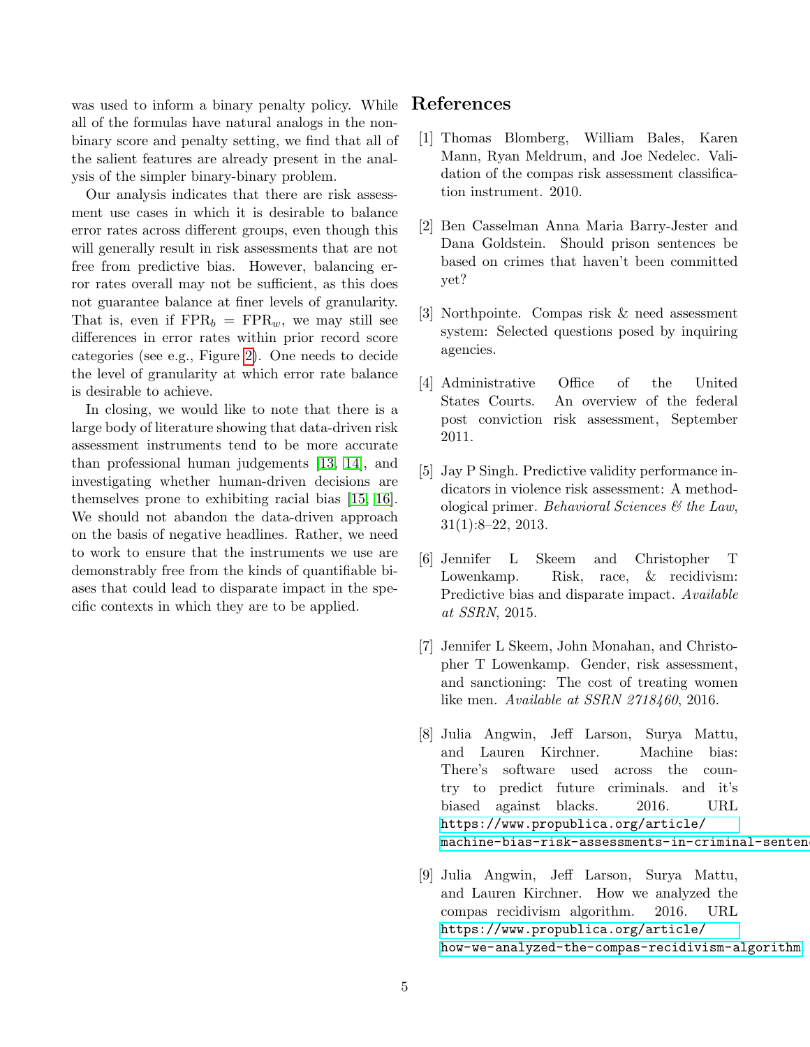was used to inform a binary penalty policy. While all of the formulas have natural analogs in the non-binary score and penalty setting, we find that all of the salient features are already present in the analysis of the simpler binary-binary problem.

Our analysis indicates that there are risk assessment use cases in which it is desirable to balance error rates across different groups, even though this will generally result in risk assessments that are not free from predictive bias. However, balancing error rates overall may not be sufficient, as this does not guarantee balance at finer levels of granularity. That is, even if $\text{FPR}_b = \text{FPR}_w$, we may still see differences in error rates within prior record score categories (see e.g., Figure 2). One needs to decide the level of granularity at which error rate balance is desirable to achieve.

In closing, we would like to note that there is a large body of literature showing that data-driven risk assessment instruments tend to be more accurate than professional human judgements [13, 14], and investigating whether human-driven decisions are themselves prone to exhibiting racial bias [15, 16]. We should not abandon the data-driven approach on the basis of negative headlines. Rather, we need to work to ensure that the instruments we use are demonstrably free from the kinds of quantifiable biases that could lead to disparate impact in the specific contexts in which they are to be applied.

## References

[1] Thomas Blomberg, William Bales, Karen Mann, Ryan Meldrum, and Joe Nedelec. Validation of the compas risk assessment classification instrument. 2010.

[2] Ben Casselman Anna Maria Barry-Jester and Dana Goldstein. Should prison sentences be based on crimes that haven't been committed yet?

[3] Northpointe. Compas risk & need assessment system: Selected questions posed by inquiring agencies.

[4] Administrative Office of the United States Courts. An overview of the federal post conviction risk assessment, September 2011.

[5] Jay P Singh. Predictive validity performance indicators in violence risk assessment: A methodological primer. *Behavioral Sciences & the Law*, 31(1):8–22, 2013.

[6] Jennifer L Skeem and Christopher T Lowenkamp. Risk, race, & recidivism: Predictive bias and disparate impact. *Available at SSRN*, 2015.

[7] Jennifer L Skeem, John Monahan, and Christopher T Lowenkamp. Gender, risk assessment, and sanctioning: The cost of treating women like men. *Available at SSRN 2718460*, 2016.

[8] Julia Angwin, Jeff Larson, Surya Mattu, and Lauren Kirchner. Machine bias: There's software used across the country to predict future criminals. and it's biased against blacks. 2016. URL https://www.propublica.org/article/machine-bias-risk-assessments-in-criminal-senten

[9] Julia Angwin, Jeff Larson, Surya Mattu, and Lauren Kirchner. How we analyzed the compas recidivism algorithm. 2016. URL https://www.propublica.org/article/how-we-analyzed-the-compas-recidivism-algorithm.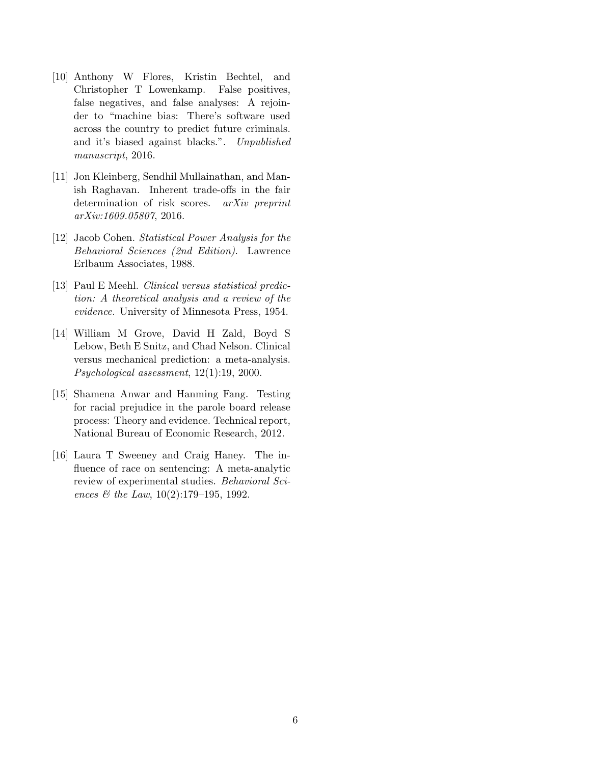[10] Anthony W Flores, Kristin Bechtel, and Christopher T Lowenkamp. False positives, false negatives, and false analyses: A rejoinder to "machine bias: There's software used across the country to predict future criminals. and it's biased against blacks.". *Unpublished manuscript*, 2016.

[11] Jon Kleinberg, Sendhil Mullainathan, and Manish Raghavan. Inherent trade-offs in the fair determination of risk scores. *arXiv preprint arXiv:1609.05807*, 2016.

[12] Jacob Cohen. *Statistical Power Analysis for the Behavioral Sciences (2nd Edition)*. Lawrence Erlbaum Associates, 1988.

[13] Paul E Meehl. *Clinical versus statistical prediction: A theoretical analysis and a review of the evidence*. University of Minnesota Press, 1954.

[14] William M Grove, David H Zald, Boyd S Lebow, Beth E Snitz, and Chad Nelson. Clinical versus mechanical prediction: a meta-analysis. *Psychological assessment*, 12(1):19, 2000.

[15] Shamena Anwar and Hanming Fang. Testing for racial prejudice in the parole board release process: Theory and evidence. Technical report, National Bureau of Economic Research, 2012.

[16] Laura T Sweeney and Craig Haney. The influence of race on sentencing: A meta-analytic review of experimental studies. *Behavioral Sciences & the Law*, 10(2):179–195, 1992.